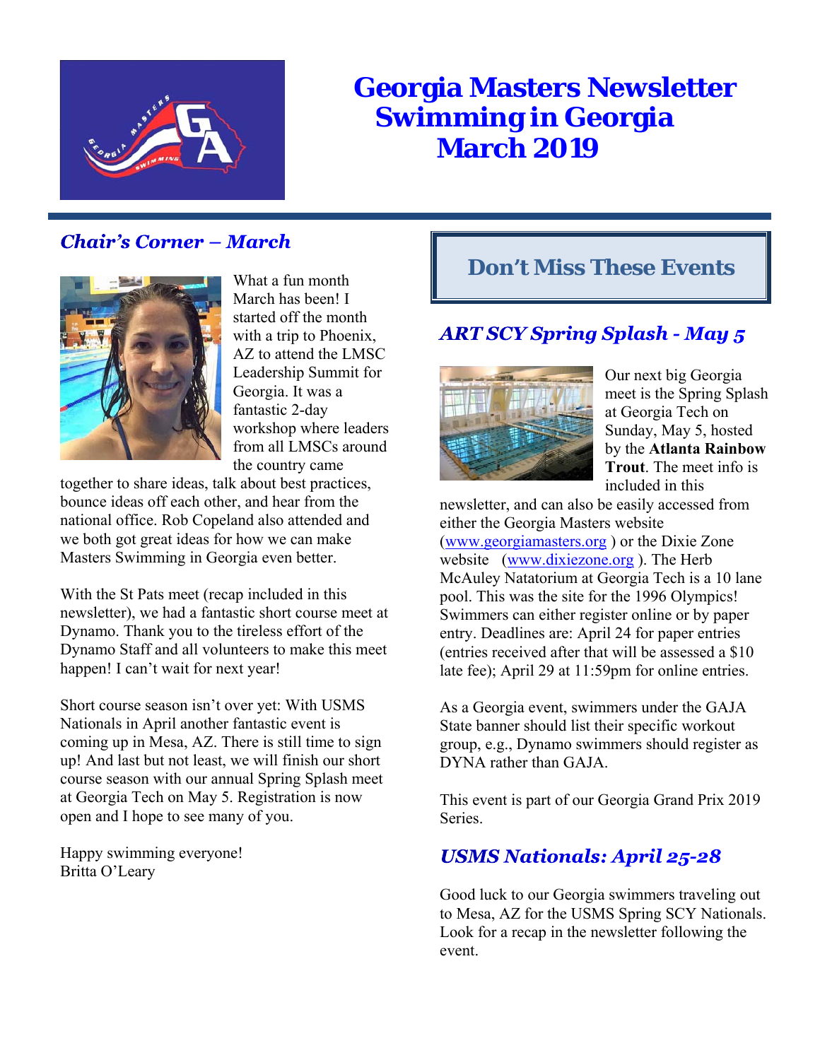# Georgia Masters Newsletter
# Swimming in Georgia
# March 2019

## *Chair's Corner – March*

What a fun month March has been! I started off the month with a trip to Phoenix, AZ to attend the LMSC Leadership Summit for Georgia. It was a fantastic 2-day workshop where leaders from all LMSCs around the country came together to share ideas, talk about best practices, bounce ideas off each other, and hear from the national office. Rob Copeland also attended and we both got great ideas for how we can make Masters Swimming in Georgia even better.

With the St Pats meet (recap included in this newsletter), we had a fantastic short course meet at Dynamo. Thank you to the tireless effort of the Dynamo Staff and all volunteers to make this meet happen! I can't wait for next year!

Short course season isn't over yet: With USMS Nationals in April another fantastic event is coming up in Mesa, AZ. There is still time to sign up! And last but not least, we will finish our short course season with our annual Spring Splash meet at Georgia Tech on May 5. Registration is now open and I hope to see many of you.

Happy swimming everyone!
Britta O'Leary

## Don't Miss These Events

### *ART SCY Spring Splash - May 5*

Our next big Georgia meet is the Spring Splash at Georgia Tech on Sunday, May 5, hosted by the **Atlanta Rainbow Trout**. The meet info is included in this newsletter, and can also be easily accessed from either the Georgia Masters website (www.georgiamasters.org ) or the Dixie Zone website (www.dixiezone.org ). The Herb McAuley Natatorium at Georgia Tech is a 10 lane pool. This was the site for the 1996 Olympics! Swimmers can either register online or by paper entry. Deadlines are: April 24 for paper entries (entries received after that will be assessed a $10 late fee); April 29 at 11:59pm for online entries.

As a Georgia event, swimmers under the GAJA State banner should list their specific workout group, e.g., Dynamo swimmers should register as DYNA rather than GAJA.

This event is part of our Georgia Grand Prix 2019 Series.

### *USMS Nationals: April 25-28*

Good luck to our Georgia swimmers traveling out to Mesa, AZ for the USMS Spring SCY Nationals. Look for a recap in the newsletter following the event.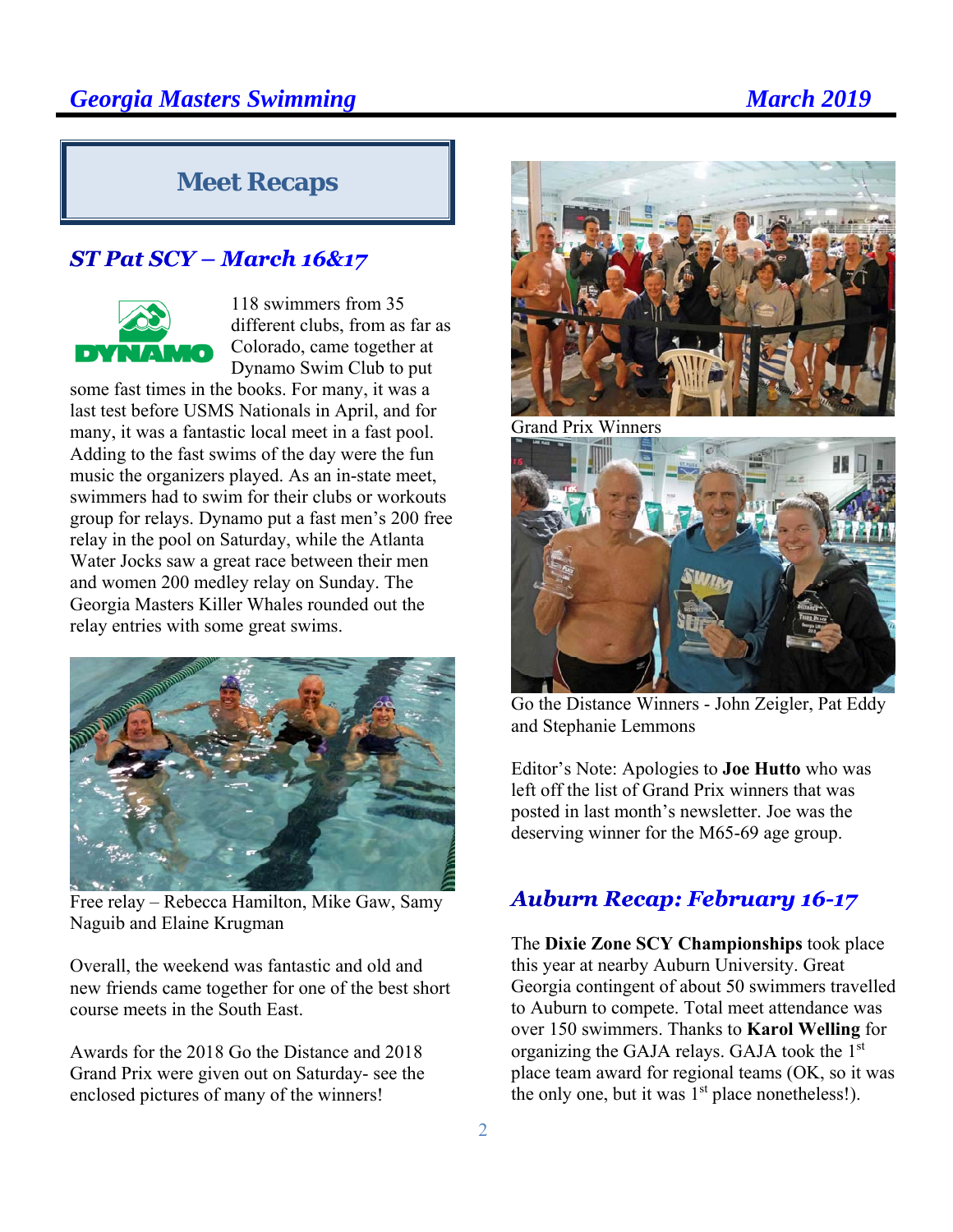## Meet Recaps

### ST Pat SCY – March 16&17

118 swimmers from 35 different clubs, from as far as Colorado, came together at Dynamo Swim Club to put some fast times in the books. For many, it was a last test before USMS Nationals in April, and for many, it was a fantastic local meet in a fast pool. Adding to the fast swims of the day were the fun music the organizers played. As an in-state meet, swimmers had to swim for their clubs or workouts group for relays. Dynamo put a fast men's 200 free relay in the pool on Saturday, while the Atlanta Water Jocks saw a great race between their men and women 200 medley relay on Sunday. The Georgia Masters Killer Whales rounded out the relay entries with some great swims.

Free relay – Rebecca Hamilton, Mike Gaw, Samy Naguib and Elaine Krugman

Overall, the weekend was fantastic and old and new friends came together for one of the best short course meets in the South East.

Awards for the 2018 Go the Distance and 2018 Grand Prix were given out on Saturday- see the enclosed pictures of many of the winners!

Grand Prix Winners

Go the Distance Winners - John Zeigler, Pat Eddy and Stephanie Lemmons

Editor's Note: Apologies to **Joe Hutto** who was left off the list of Grand Prix winners that was posted in last month's newsletter. Joe was the deserving winner for the M65-69 age group.

### Auburn Recap: February 16-17

The **Dixie Zone SCY Championships** took place this year at nearby Auburn University. Great Georgia contingent of about 50 swimmers travelled to Auburn to compete. Total meet attendance was over 150 swimmers. Thanks to **Karol Welling** for organizing the GAJA relays. GAJA took the 1st place team award for regional teams (OK, so it was the only one, but it was 1st place nonetheless!).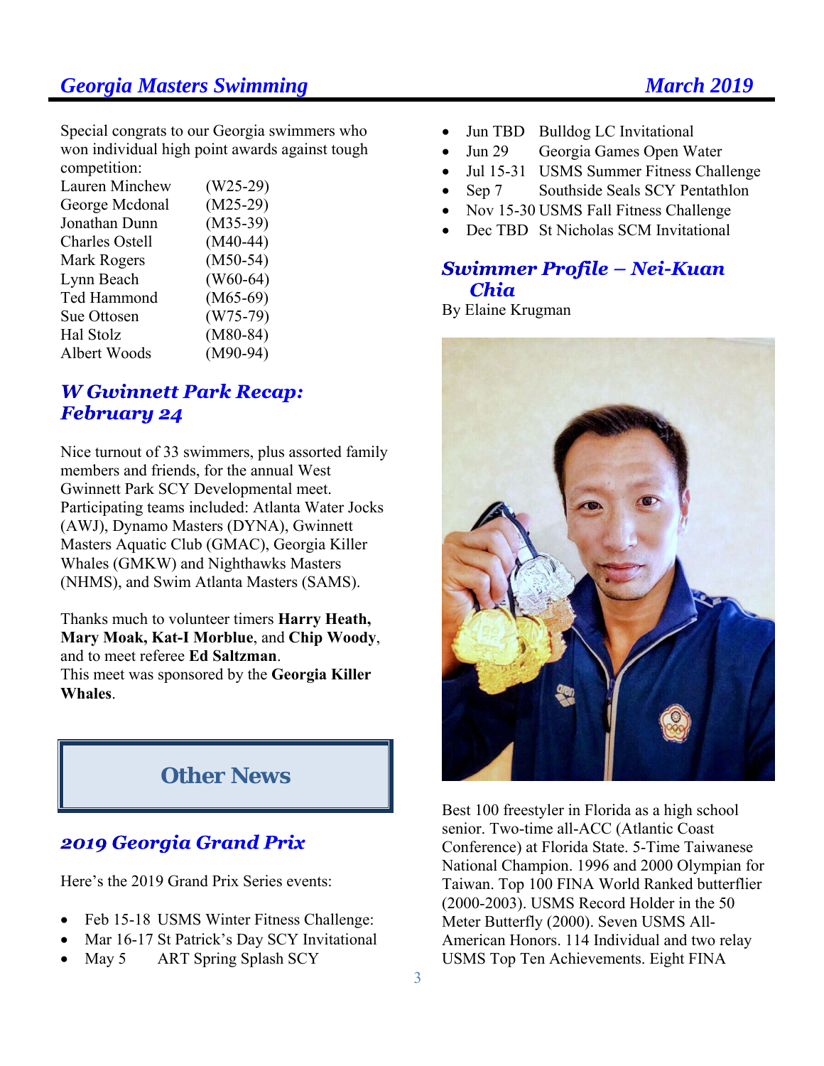Special congrats to our Georgia swimmers who won individual high point awards against tough competition:

| | |
|---|---|
| Lauren Minchew | (W25-29) |
| George Mcdonal | (M25-29) |
| Jonathan Dunn | (M35-39) |
| Charles Ostell | (M40-44) |
| Mark Rogers | (M50-54) |
| Lynn Beach | (W60-64) |
| Ted Hammond | (M65-69) |
| Sue Ottosen | (W75-79) |
| Hal Stolz | (M80-84) |
| Albert Woods | (M90-94) |

## *W Gwinnett Park Recap: February 24*

Nice turnout of 33 swimmers, plus assorted family members and friends, for the annual West Gwinnett Park SCY Developmental meet. Participating teams included: Atlanta Water Jocks (AWJ), Dynamo Masters (DYNA), Gwinnett Masters Aquatic Club (GMAC), Georgia Killer Whales (GMKW) and Nighthawks Masters (NHMS), and Swim Atlanta Masters (SAMS).

Thanks much to volunteer timers **Harry Heath, Mary Moak, Kat-I Morblue**, and **Chip Woody**, and to meet referee **Ed Saltzman**.
This meet was sponsored by the **Georgia Killer Whales**.

# Other News

## *2019 Georgia Grand Prix*

Here's the 2019 Grand Prix Series events:

- Feb 15-18 USMS Winter Fitness Challenge:
- Mar 16-17 St Patrick's Day SCY Invitational
- May 5 ART Spring Splash SCY
- Jun TBD Bulldog LC Invitational
- Jun 29 Georgia Games Open Water
- Jul 15-31 USMS Summer Fitness Challenge
- Sep 7 Southside Seals SCY Pentathlon
- Nov 15-30 USMS Fall Fitness Challenge
- Dec TBD St Nicholas SCM Invitational

## *Swimmer Profile – Nei-Kuan Chia*

By Elaine Krugman

Best 100 freestyler in Florida as a high school senior. Two-time all-ACC (Atlantic Coast Conference) at Florida State. 5-Time Taiwanese National Champion. 1996 and 2000 Olympian for Taiwan. Top 100 FINA World Ranked butterflier (2000-2003). USMS Record Holder in the 50 Meter Butterfly (2000). Seven USMS All-American Honors. 114 Individual and two relay USMS Top Ten Achievements. Eight FINA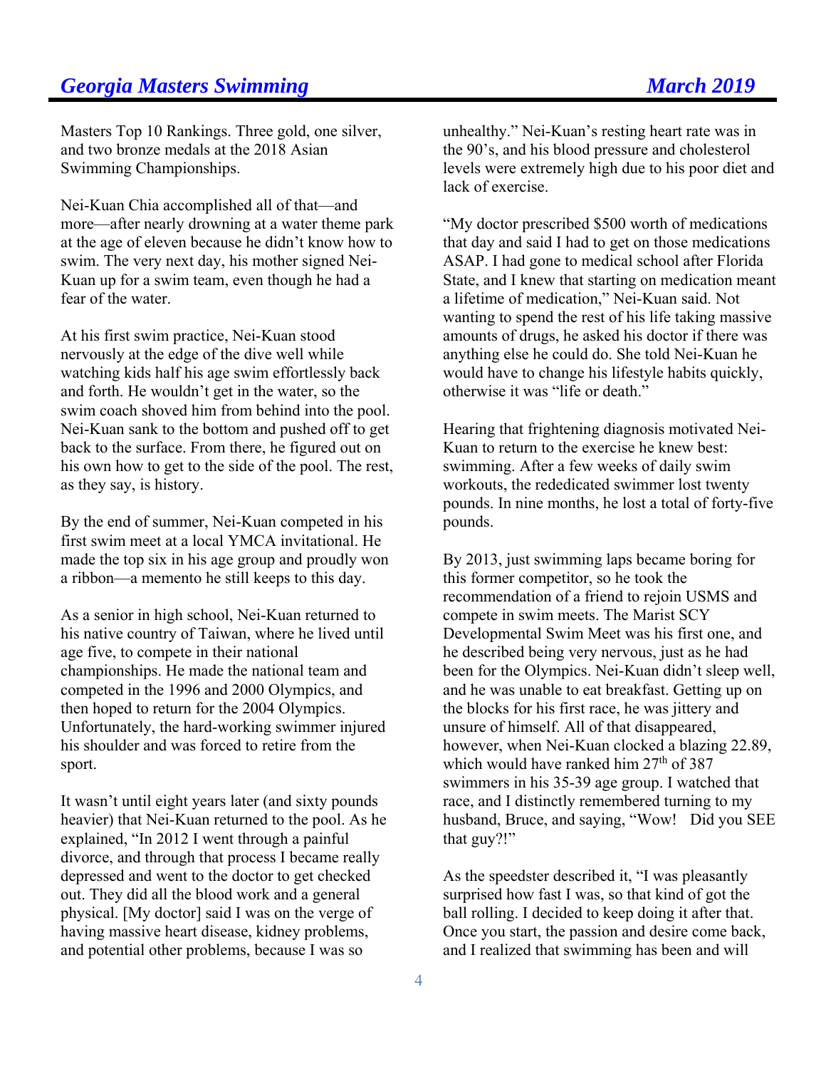Masters Top 10 Rankings. Three gold, one silver, and two bronze medals at the 2018 Asian Swimming Championships.

Nei-Kuan Chia accomplished all of that—and more—after nearly drowning at a water theme park at the age of eleven because he didn't know how to swim. The very next day, his mother signed Nei-Kuan up for a swim team, even though he had a fear of the water.

At his first swim practice, Nei-Kuan stood nervously at the edge of the dive well while watching kids half his age swim effortlessly back and forth. He wouldn't get in the water, so the swim coach shoved him from behind into the pool. Nei-Kuan sank to the bottom and pushed off to get back to the surface. From there, he figured out on his own how to get to the side of the pool. The rest, as they say, is history.

By the end of summer, Nei-Kuan competed in his first swim meet at a local YMCA invitational. He made the top six in his age group and proudly won a ribbon—a memento he still keeps to this day.

As a senior in high school, Nei-Kuan returned to his native country of Taiwan, where he lived until age five, to compete in their national championships. He made the national team and competed in the 1996 and 2000 Olympics, and then hoped to return for the 2004 Olympics. Unfortunately, the hard-working swimmer injured his shoulder and was forced to retire from the sport.

It wasn't until eight years later (and sixty pounds heavier) that Nei-Kuan returned to the pool. As he explained, "In 2012 I went through a painful divorce, and through that process I became really depressed and went to the doctor to get checked out. They did all the blood work and a general physical. [My doctor] said I was on the verge of having massive heart disease, kidney problems, and potential other problems, because I was so unhealthy." Nei-Kuan's resting heart rate was in the 90's, and his blood pressure and cholesterol levels were extremely high due to his poor diet and lack of exercise.

"My doctor prescribed $500 worth of medications that day and said I had to get on those medications ASAP. I had gone to medical school after Florida State, and I knew that starting on medication meant a lifetime of medication," Nei-Kuan said. Not wanting to spend the rest of his life taking massive amounts of drugs, he asked his doctor if there was anything else he could do. She told Nei-Kuan he would have to change his lifestyle habits quickly, otherwise it was "life or death."

Hearing that frightening diagnosis motivated Nei-Kuan to return to the exercise he knew best: swimming. After a few weeks of daily swim workouts, the rededicated swimmer lost twenty pounds. In nine months, he lost a total of forty-five pounds.

By 2013, just swimming laps became boring for this former competitor, so he took the recommendation of a friend to rejoin USMS and compete in swim meets. The Marist SCY Developmental Swim Meet was his first one, and he described being very nervous, just as he had been for the Olympics. Nei-Kuan didn't sleep well, and he was unable to eat breakfast. Getting up on the blocks for his first race, he was jittery and unsure of himself. All of that disappeared, however, when Nei-Kuan clocked a blazing 22.89, which would have ranked him 27th of 387 swimmers in his 35-39 age group. I watched that race, and I distinctly remembered turning to my husband, Bruce, and saying, "Wow!   Did you SEE that guy?!"

As the speedster described it, "I was pleasantly surprised how fast I was, so that kind of got the ball rolling. I decided to keep doing it after that. Once you start, the passion and desire come back, and I realized that swimming has been and will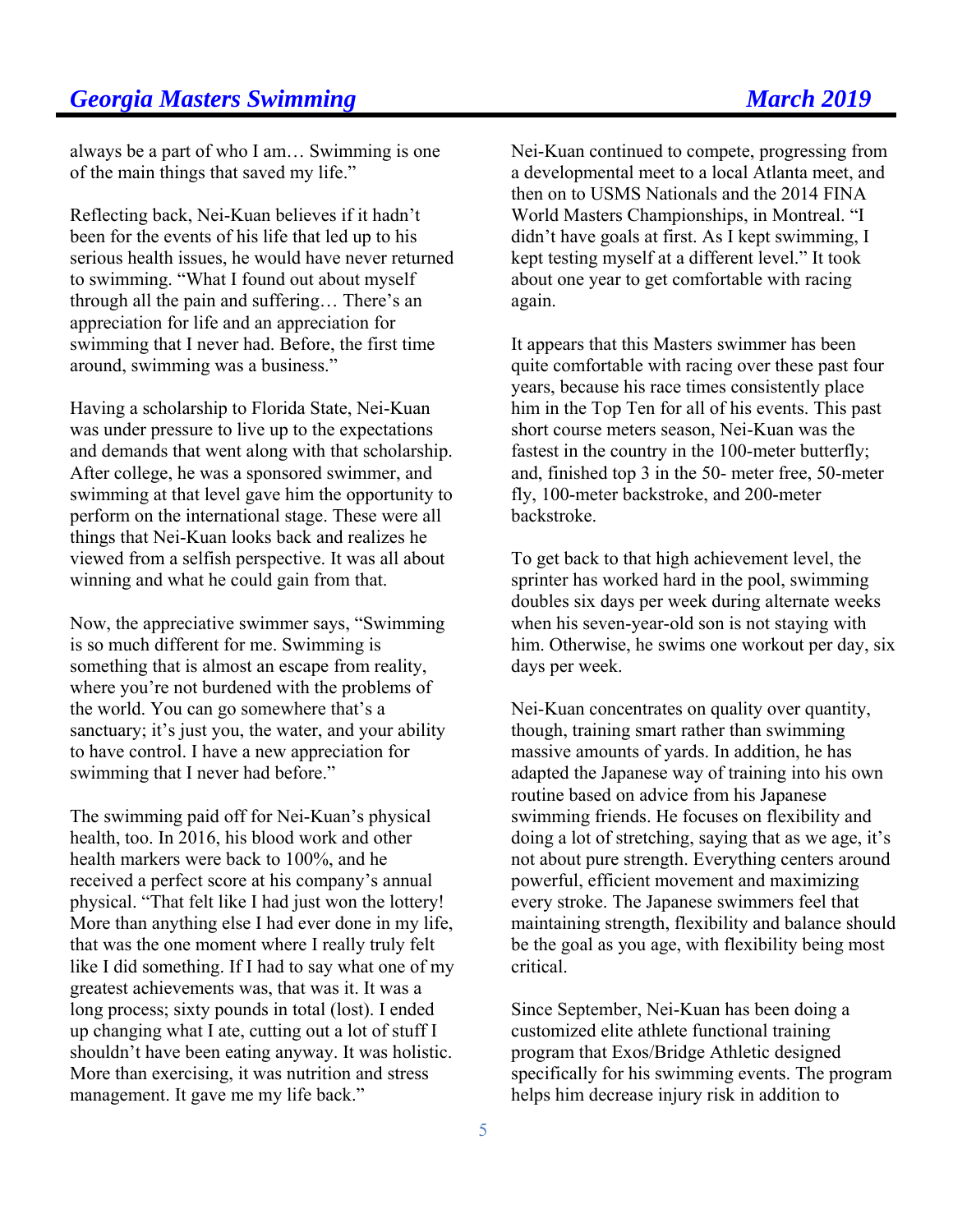always be a part of who I am… Swimming is one of the main things that saved my life."

Reflecting back, Nei-Kuan believes if it hadn't been for the events of his life that led up to his serious health issues, he would have never returned to swimming. "What I found out about myself through all the pain and suffering… There's an appreciation for life and an appreciation for swimming that I never had. Before, the first time around, swimming was a business."

Having a scholarship to Florida State, Nei-Kuan was under pressure to live up to the expectations and demands that went along with that scholarship. After college, he was a sponsored swimmer, and swimming at that level gave him the opportunity to perform on the international stage. These were all things that Nei-Kuan looks back and realizes he viewed from a selfish perspective. It was all about winning and what he could gain from that.

Now, the appreciative swimmer says, "Swimming is so much different for me. Swimming is something that is almost an escape from reality, where you're not burdened with the problems of the world. You can go somewhere that's a sanctuary; it's just you, the water, and your ability to have control. I have a new appreciation for swimming that I never had before."

The swimming paid off for Nei-Kuan's physical health, too. In 2016, his blood work and other health markers were back to 100%, and he received a perfect score at his company's annual physical. "That felt like I had just won the lottery! More than anything else I had ever done in my life, that was the one moment where I really truly felt like I did something. If I had to say what one of my greatest achievements was, that was it. It was a long process; sixty pounds in total (lost). I ended up changing what I ate, cutting out a lot of stuff I shouldn't have been eating anyway. It was holistic. More than exercising, it was nutrition and stress management. It gave me my life back."

Nei-Kuan continued to compete, progressing from a developmental meet to a local Atlanta meet, and then on to USMS Nationals and the 2014 FINA World Masters Championships, in Montreal. "I didn't have goals at first. As I kept swimming, I kept testing myself at a different level." It took about one year to get comfortable with racing again.

It appears that this Masters swimmer has been quite comfortable with racing over these past four years, because his race times consistently place him in the Top Ten for all of his events. This past short course meters season, Nei-Kuan was the fastest in the country in the 100-meter butterfly; and, finished top 3 in the 50- meter free, 50-meter fly, 100-meter backstroke, and 200-meter backstroke.

To get back to that high achievement level, the sprinter has worked hard in the pool, swimming doubles six days per week during alternate weeks when his seven-year-old son is not staying with him. Otherwise, he swims one workout per day, six days per week.

Nei-Kuan concentrates on quality over quantity, though, training smart rather than swimming massive amounts of yards. In addition, he has adapted the Japanese way of training into his own routine based on advice from his Japanese swimming friends. He focuses on flexibility and doing a lot of stretching, saying that as we age, it's not about pure strength. Everything centers around powerful, efficient movement and maximizing every stroke. The Japanese swimmers feel that maintaining strength, flexibility and balance should be the goal as you age, with flexibility being most critical.

Since September, Nei-Kuan has been doing a customized elite athlete functional training program that Exos/Bridge Athletic designed specifically for his swimming events. The program helps him decrease injury risk in addition to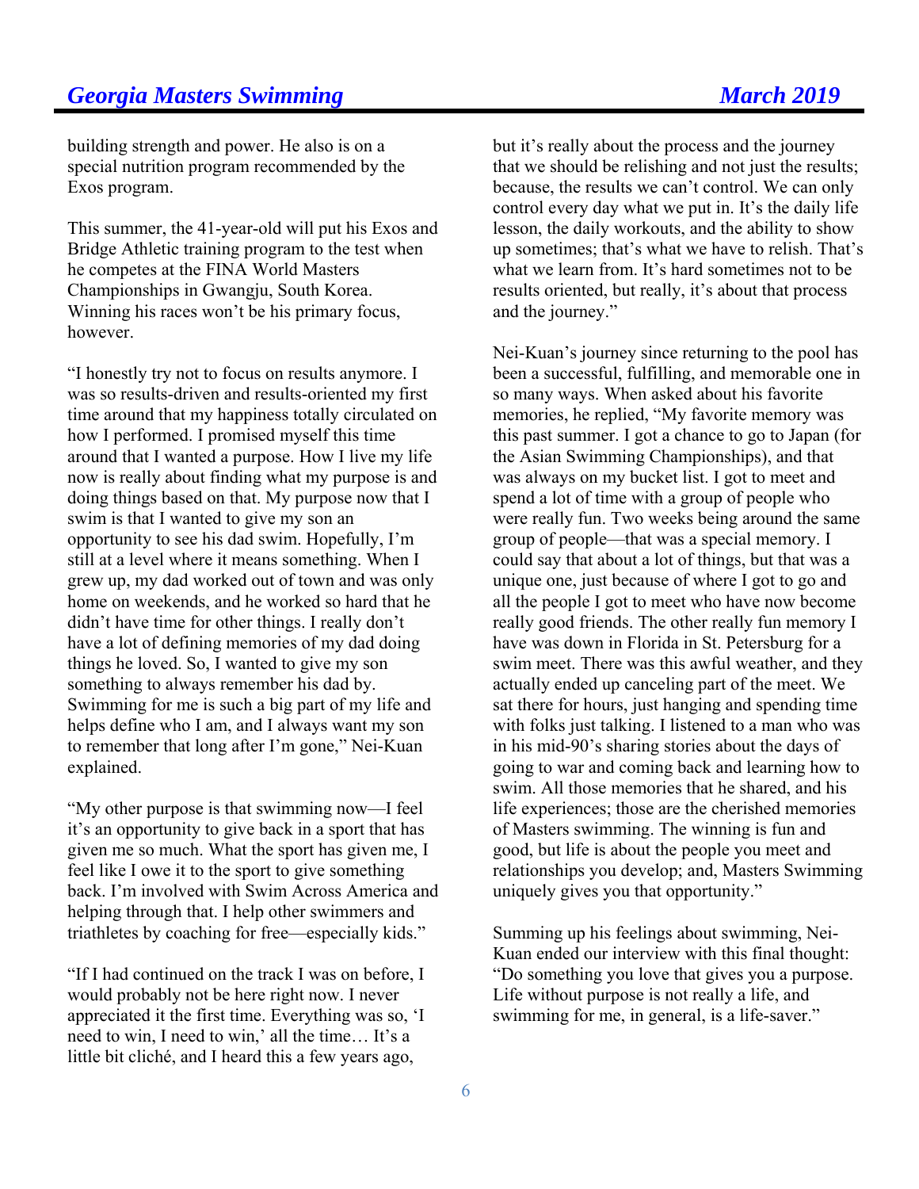building strength and power. He also is on a special nutrition program recommended by the Exos program.

This summer, the 41-year-old will put his Exos and Bridge Athletic training program to the test when he competes at the FINA World Masters Championships in Gwangju, South Korea. Winning his races won't be his primary focus, however.

"I honestly try not to focus on results anymore. I was so results-driven and results-oriented my first time around that my happiness totally circulated on how I performed. I promised myself this time around that I wanted a purpose. How I live my life now is really about finding what my purpose is and doing things based on that. My purpose now that I swim is that I wanted to give my son an opportunity to see his dad swim. Hopefully, I'm still at a level where it means something. When I grew up, my dad worked out of town and was only home on weekends, and he worked so hard that he didn't have time for other things. I really don't have a lot of defining memories of my dad doing things he loved. So, I wanted to give my son something to always remember his dad by. Swimming for me is such a big part of my life and helps define who I am, and I always want my son to remember that long after I'm gone," Nei-Kuan explained.

"My other purpose is that swimming now—I feel it's an opportunity to give back in a sport that has given me so much. What the sport has given me, I feel like I owe it to the sport to give something back. I'm involved with Swim Across America and helping through that. I help other swimmers and triathletes by coaching for free—especially kids."

"If I had continued on the track I was on before, I would probably not be here right now. I never appreciated it the first time. Everything was so, 'I need to win, I need to win,' all the time… It's a little bit cliché, and I heard this a few years ago, but it's really about the process and the journey that we should be relishing and not just the results; because, the results we can't control. We can only control every day what we put in. It's the daily life lesson, the daily workouts, and the ability to show up sometimes; that's what we have to relish. That's what we learn from. It's hard sometimes not to be results oriented, but really, it's about that process and the journey."

Nei-Kuan's journey since returning to the pool has been a successful, fulfilling, and memorable one in so many ways. When asked about his favorite memories, he replied, "My favorite memory was this past summer. I got a chance to go to Japan (for the Asian Swimming Championships), and that was always on my bucket list. I got to meet and spend a lot of time with a group of people who were really fun. Two weeks being around the same group of people—that was a special memory. I could say that about a lot of things, but that was a unique one, just because of where I got to go and all the people I got to meet who have now become really good friends. The other really fun memory I have was down in Florida in St. Petersburg for a swim meet. There was this awful weather, and they actually ended up canceling part of the meet. We sat there for hours, just hanging and spending time with folks just talking. I listened to a man who was in his mid-90's sharing stories about the days of going to war and coming back and learning how to swim. All those memories that he shared, and his life experiences; those are the cherished memories of Masters swimming. The winning is fun and good, but life is about the people you meet and relationships you develop; and, Masters Swimming uniquely gives you that opportunity."

Summing up his feelings about swimming, Nei-Kuan ended our interview with this final thought: "Do something you love that gives you a purpose. Life without purpose is not really a life, and swimming for me, in general, is a life-saver."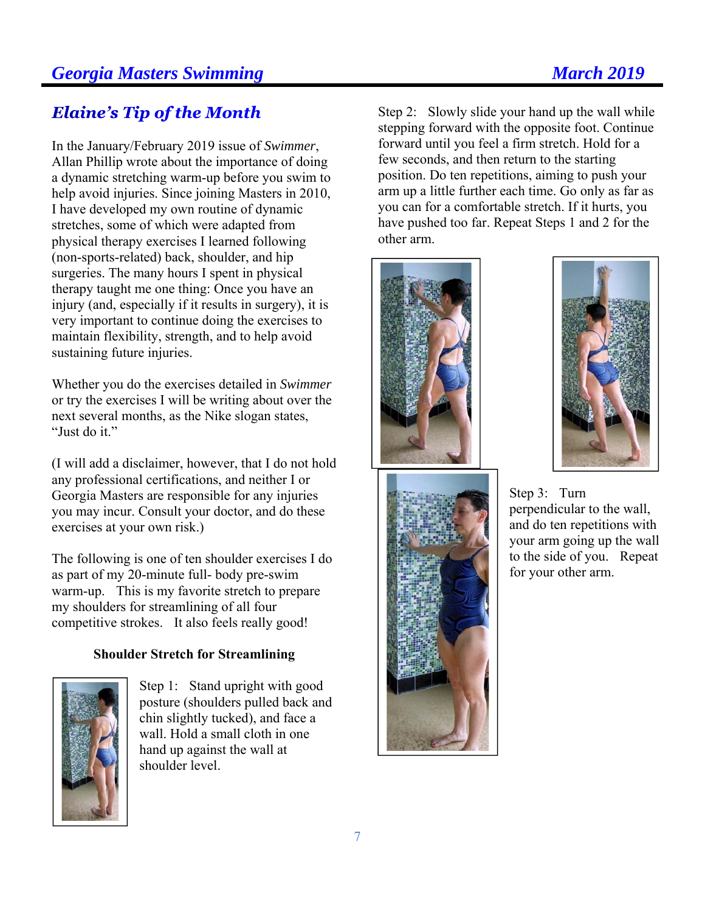## *Elaine's Tip of the Month*

In the January/February 2019 issue of *Swimmer*, Allan Phillip wrote about the importance of doing a dynamic stretching warm-up before you swim to help avoid injuries. Since joining Masters in 2010, I have developed my own routine of dynamic stretches, some of which were adapted from physical therapy exercises I learned following (non-sports-related) back, shoulder, and hip surgeries. The many hours I spent in physical therapy taught me one thing: Once you have an injury (and, especially if it results in surgery), it is very important to continue doing the exercises to maintain flexibility, strength, and to help avoid sustaining future injuries.

Whether you do the exercises detailed in *Swimmer* or try the exercises I will be writing about over the next several months, as the Nike slogan states, "Just do it."

(I will add a disclaimer, however, that I do not hold any professional certifications, and neither I or Georgia Masters are responsible for any injuries you may incur. Consult your doctor, and do these exercises at your own risk.)

The following is one of ten shoulder exercises I do as part of my 20-minute full- body pre-swim warm-up. This is my favorite stretch to prepare my shoulders for streamlining of all four competitive strokes. It also feels really good!

**Shoulder Stretch for Streamlining**

Step 1: Stand upright with good posture (shoulders pulled back and chin slightly tucked), and face a wall. Hold a small cloth in one hand up against the wall at shoulder level.

Step 2: Slowly slide your hand up the wall while stepping forward with the opposite foot. Continue forward until you feel a firm stretch. Hold for a few seconds, and then return to the starting position. Do ten repetitions, aiming to push your arm up a little further each time. Go only as far as you can for a comfortable stretch. If it hurts, you have pushed too far. Repeat Steps 1 and 2 for the other arm.

Step 3: Turn perpendicular to the wall, and do ten repetitions with your arm going up the wall to the side of you. Repeat for your other arm.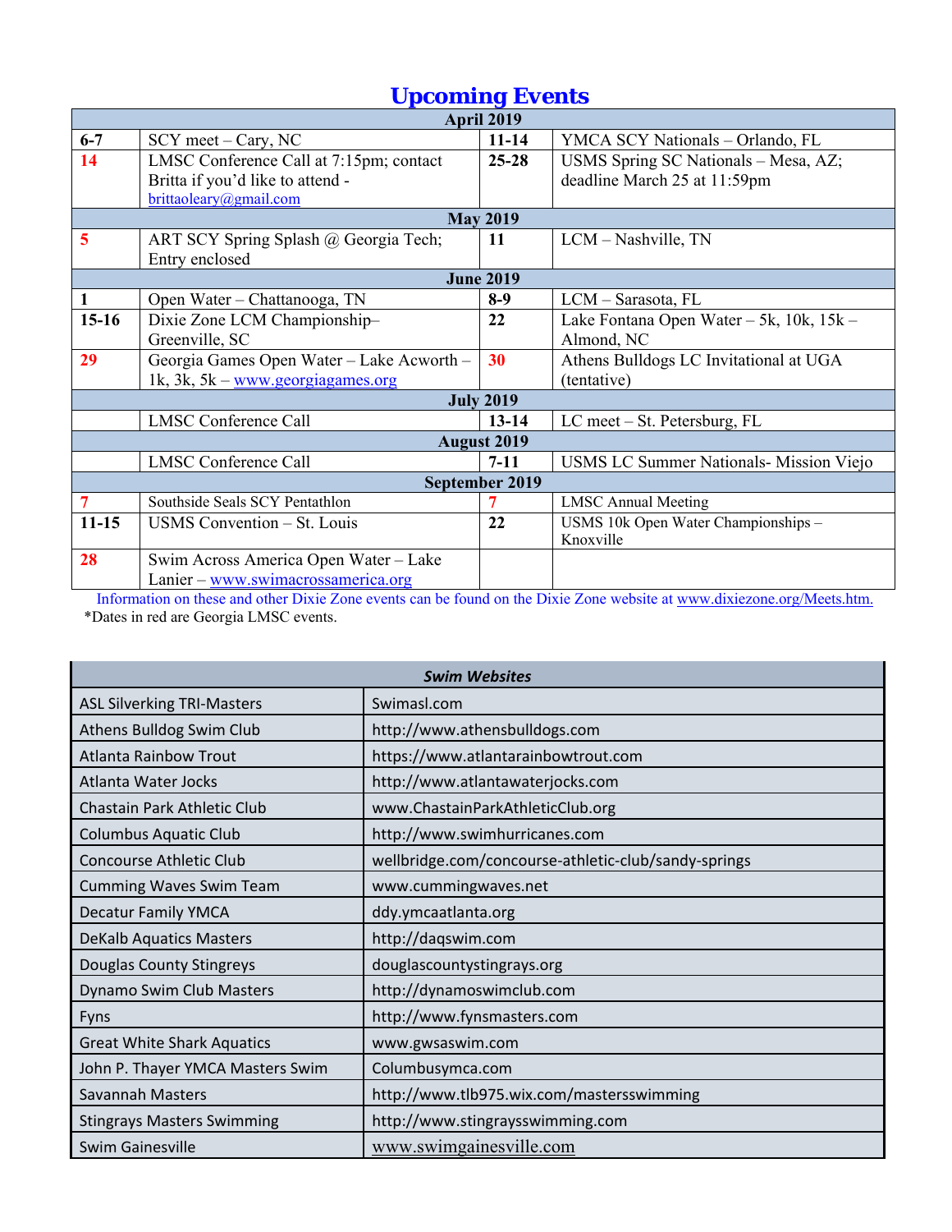# Upcoming Events

| April 2019 | | | |
|---|---|---|---|
| 6-7 | SCY meet – Cary, NC | 11-14 | YMCA SCY Nationals – Orlando, FL |
| 14 | LMSC Conference Call at 7:15pm; contact Britta if you'd like to attend - brittaoleary@gmail.com | 25-28 | USMS Spring SC Nationals – Mesa, AZ; deadline March 25 at 11:59pm |
| **May 2019** | | | |
| 5 | ART SCY Spring Splash @ Georgia Tech; Entry enclosed | 11 | LCM – Nashville, TN |
| **June 2019** | | | |
| 1 | Open Water – Chattanooga, TN | 8-9 | LCM – Sarasota, FL |
| 15-16 | Dixie Zone LCM Championship– Greenville, SC | 22 | Lake Fontana Open Water – 5k, 10k, 15k – Almond, NC |
| 29 | Georgia Games Open Water – Lake Acworth – 1k, 3k, 5k – www.georgiagames.org | 30 | Athens Bulldogs LC Invitational at UGA (tentative) |
| **July 2019** | | | |
| | LMSC Conference Call | 13-14 | LC meet – St. Petersburg, FL |
| **August 2019** | | | |
| | LMSC Conference Call | 7-11 | USMS LC Summer Nationals- Mission Viejo |
| **September 2019** | | | |
| 7 | Southside Seals SCY Pentathlon | 7 | LMSC Annual Meeting |
| 11-15 | USMS Convention – St. Louis | 22 | USMS 10k Open Water Championships – Knoxville |
| 28 | Swim Across America Open Water – Lake Lanier – www.swimacrossamerica.org | | |

Information on these and other Dixie Zone events can be found on the Dixie Zone website at www.dixiezone.org/Meets.htm.

*Dates in red are Georgia LMSC events.

| *Swim Websites* | |
|---|---|
| ASL Silverking TRI-Masters | Swimasl.com |
| Athens Bulldog Swim Club | http://www.athensbulldogs.com |
| Atlanta Rainbow Trout | https://www.atlantarainbowtrout.com |
| Atlanta Water Jocks | http://www.atlantawaterjocks.com |
| Chastain Park Athletic Club | www.ChastainParkAthleticClub.org |
| Columbus Aquatic Club | http://www.swimhurricanes.com |
| Concourse Athletic Club | wellbridge.com/concourse-athletic-club/sandy-springs |
| Cumming Waves Swim Team | www.cummingwaves.net |
| Decatur Family YMCA | ddy.ymcaatlanta.org |
| DeKalb Aquatics Masters | http://daqswim.com |
| Douglas County Stingreys | douglascountystingrays.org |
| Dynamo Swim Club Masters | http://dynamoswimclub.com |
| Fyns | http://www.fynsmasters.com |
| Great White Shark Aquatics | www.gwsaswim.com |
| John P. Thayer YMCA Masters Swim | Columbusymca.com |
| Savannah Masters | http://www.tlb975.wix.com/mastersswimming |
| Stingrays Masters Swimming | http://www.stingraysswimming.com |
| Swim Gainesville | www.swimgainesville.com |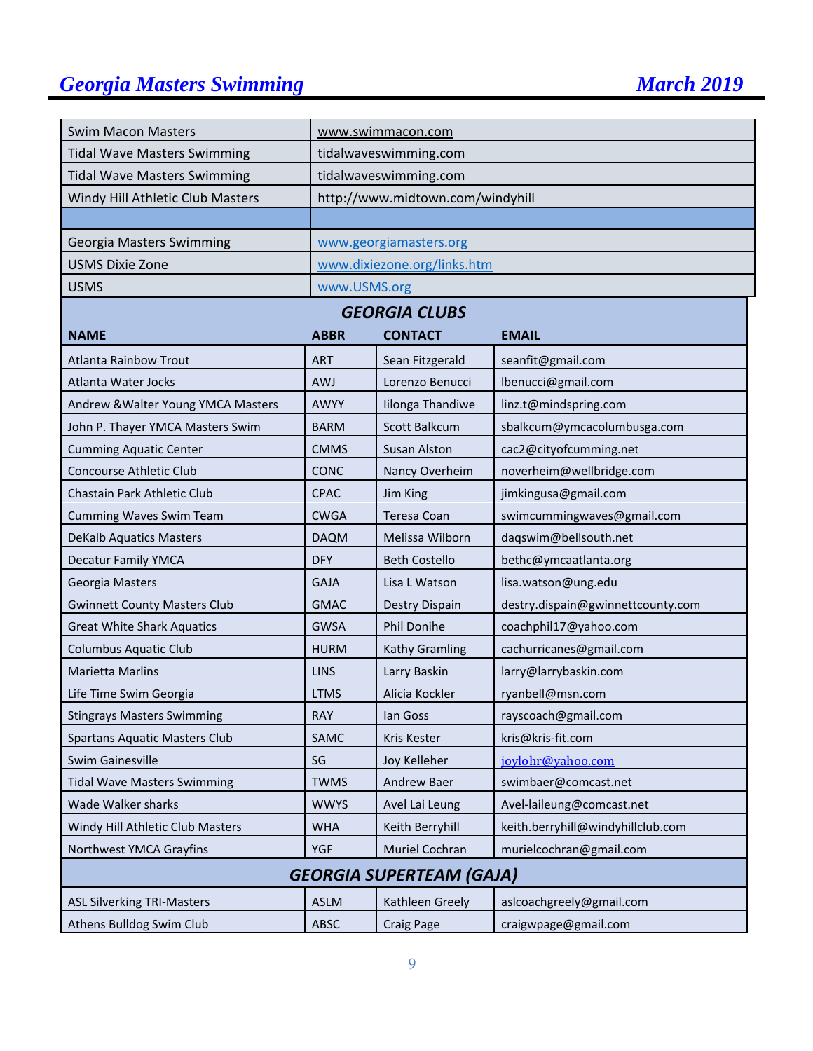| | |
|---|---|
| Swim Macon Masters | www.swimmacon.com |
| Tidal Wave Masters Swimming | tidalwaveswimming.com |
| Tidal Wave Masters Swimming | tidalwaveswimming.com |
| Windy Hill Athletic Club Masters | http://www.midtown.com/windyhill |
| | |
| Georgia Masters Swimming | www.georgiamasters.org |
| USMS Dixie Zone | www.dixiezone.org/links.htm |
| USMS | www.USMS.org |

## GEORGIA CLUBS

| NAME | ABBR | CONTACT | EMAIL |
|---|---|---|---|
| Atlanta Rainbow Trout | ART | Sean Fitzgerald | seanfit@gmail.com |
| Atlanta Water Jocks | AWJ | Lorenzo Benucci | lbenucci@gmail.com |
| Andrew &Walter Young YMCA Masters | AWYY | Iilonga Thandiwe | linz.t@mindspring.com |
| John P. Thayer YMCA Masters Swim | BARM | Scott Balkcum | sbalkcum@ymcacolumbusga.com |
| Cumming Aquatic Center | CMMS | Susan Alston | cac2@cityofcumming.net |
| Concourse Athletic Club | CONC | Nancy Overheim | noverheim@wellbridge.com |
| Chastain Park Athletic Club | CPAC | Jim King | jimkingusa@gmail.com |
| Cumming Waves Swim Team | CWGA | Teresa Coan | swimcummingwaves@gmail.com |
| DeKalb Aquatics Masters | DAQM | Melissa Wilborn | daqswim@bellsouth.net |
| Decatur Family YMCA | DFY | Beth Costello | bethc@ymcaatlanta.org |
| Georgia Masters | GAJA | Lisa L Watson | lisa.watson@ung.edu |
| Gwinnett County Masters Club | GMAC | Destry Dispain | destry.dispain@gwinnettcounty.com |
| Great White Shark Aquatics | GWSA | Phil Donihe | coachphil17@yahoo.com |
| Columbus Aquatic Club | HURM | Kathy Gramling | cachurricanes@gmail.com |
| Marietta Marlins | LINS | Larry Baskin | larry@larrybaskin.com |
| Life Time Swim Georgia | LTMS | Alicia Kockler | ryanbell@msn.com |
| Stingrays Masters Swimming | RAY | Ian Goss | rayscoach@gmail.com |
| Spartans Aquatic Masters Club | SAMC | Kris Kester | kris@kris-fit.com |
| Swim Gainesville | SG | Joy Kelleher | joylohr@yahoo.com |
| Tidal Wave Masters Swimming | TWMS | Andrew Baer | swimbaer@comcast.net |
| Wade Walker sharks | WWYS | Avel Lai Leung | Avel-laileung@comcast.net |
| Windy Hill Athletic Club Masters | WHA | Keith Berryhill | keith.berryhill@windyhillclub.com |
| Northwest YMCA Grayfins | YGF | Muriel Cochran | murielcochran@gmail.com |
| **GEORGIA SUPERTEAM (GAJA)** | | | |
| ASL Silverking TRI-Masters | ASLM | Kathleen Greely | aslcoachgreely@gmail.com |
| Athens Bulldog Swim Club | ABSC | Craig Page | craigwpage@gmail.com |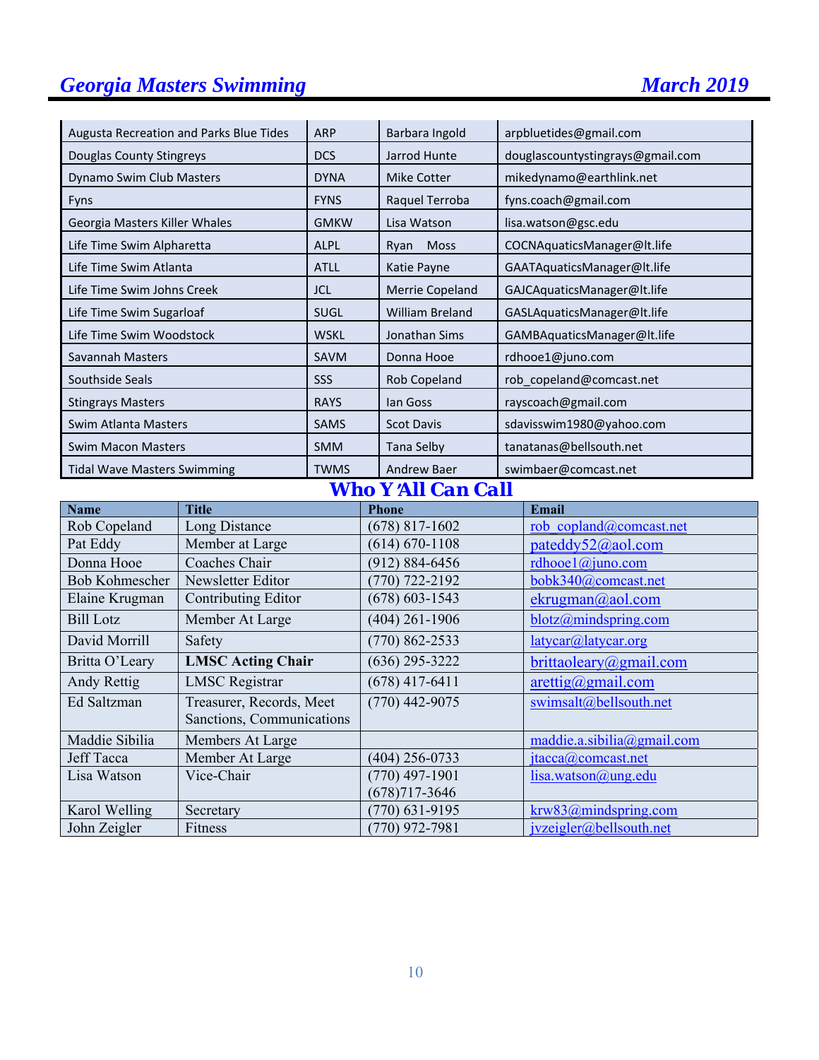| | | | |
|---|---|---|---|
| Augusta Recreation and Parks Blue Tides | ARP | Barbara Ingold | arpbluetides@gmail.com |
| Douglas County Stingreys | DCS | Jarrod Hunte | douglascountystingrays@gmail.com |
| Dynamo Swim Club Masters | DYNA | Mike Cotter | mikedynamo@earthlink.net |
| Fyns | FYNS | Raquel Terroba | fyns.coach@gmail.com |
| Georgia Masters Killer Whales | GMKW | Lisa Watson | lisa.watson@gsc.edu |
| Life Time Swim Alpharetta | ALPL | Ryan Moss | COCNAquaticsManager@lt.life |
| Life Time Swim Atlanta | ATLL | Katie Payne | GAATAquaticsManager@lt.life |
| Life Time Swim Johns Creek | JCL | Merrie Copeland | GAJCAquaticsManager@lt.life |
| Life Time Swim Sugarloaf | SUGL | William Breland | GASLAquaticsManager@lt.life |
| Life Time Swim Woodstock | WSKL | Jonathan Sims | GAMBAquaticsManager@lt.life |
| Savannah Masters | SAVM | Donna Hooe | rdhooe1@juno.com |
| Southside Seals | SSS | Rob Copeland | rob_copeland@comcast.net |
| Stingrays Masters | RAYS | Ian Goss | rayscoach@gmail.com |
| Swim Atlanta Masters | SAMS | Scot Davis | sdavisswim1980@yahoo.com |
| Swim Macon Masters | SMM | Tana Selby | tanatanas@bellsouth.net |
| Tidal Wave Masters Swimming | TWMS | Andrew Baer | swimbaer@comcast.net |

## Who Y'All Can Call

| Name | Title | Phone | Email |
|---|---|---|---|
| Rob Copeland | Long Distance | (678) 817-1602 | rob_copland@comcast.net |
| Pat Eddy | Member at Large | (614) 670-1108 | pateddy52@aol.com |
| Donna Hooe | Coaches Chair | (912) 884-6456 | rdhooe1@juno.com |
| Bob Kohmescher | Newsletter Editor | (770) 722-2192 | bobk340@comcast.net |
| Elaine Krugman | Contributing Editor | (678) 603-1543 | ekrugman@aol.com |
| Bill Lotz | Member At Large | (404) 261-1906 | blotz@mindspring.com |
| David Morrill | Safety | (770) 862-2533 | latycar@latycar.org |
| Britta O'Leary | **LMSC Acting Chair** | (636) 295-3222 | brittaoleary@gmail.com |
| Andy Rettig | LMSC Registrar | (678) 417-6411 | arettig@gmail.com |
| Ed Saltzman | Treasurer, Records, Meet Sanctions, Communications | (770) 442-9075 | swimsalt@bellsouth.net |
| Maddie Sibilia | Members At Large | | maddie.a.sibilia@gmail.com |
| Jeff Tacca | Member At Large | (404) 256-0733 | jtacca@comcast.net |
| Lisa Watson | Vice-Chair | (770) 497-1901 (678)717-3646 | lisa.watson@ung.edu |
| Karol Welling | Secretary | (770) 631-9195 | krw83@mindspring.com |
| John Zeigler | Fitness | (770) 972-7981 | jvzeigler@bellsouth.net |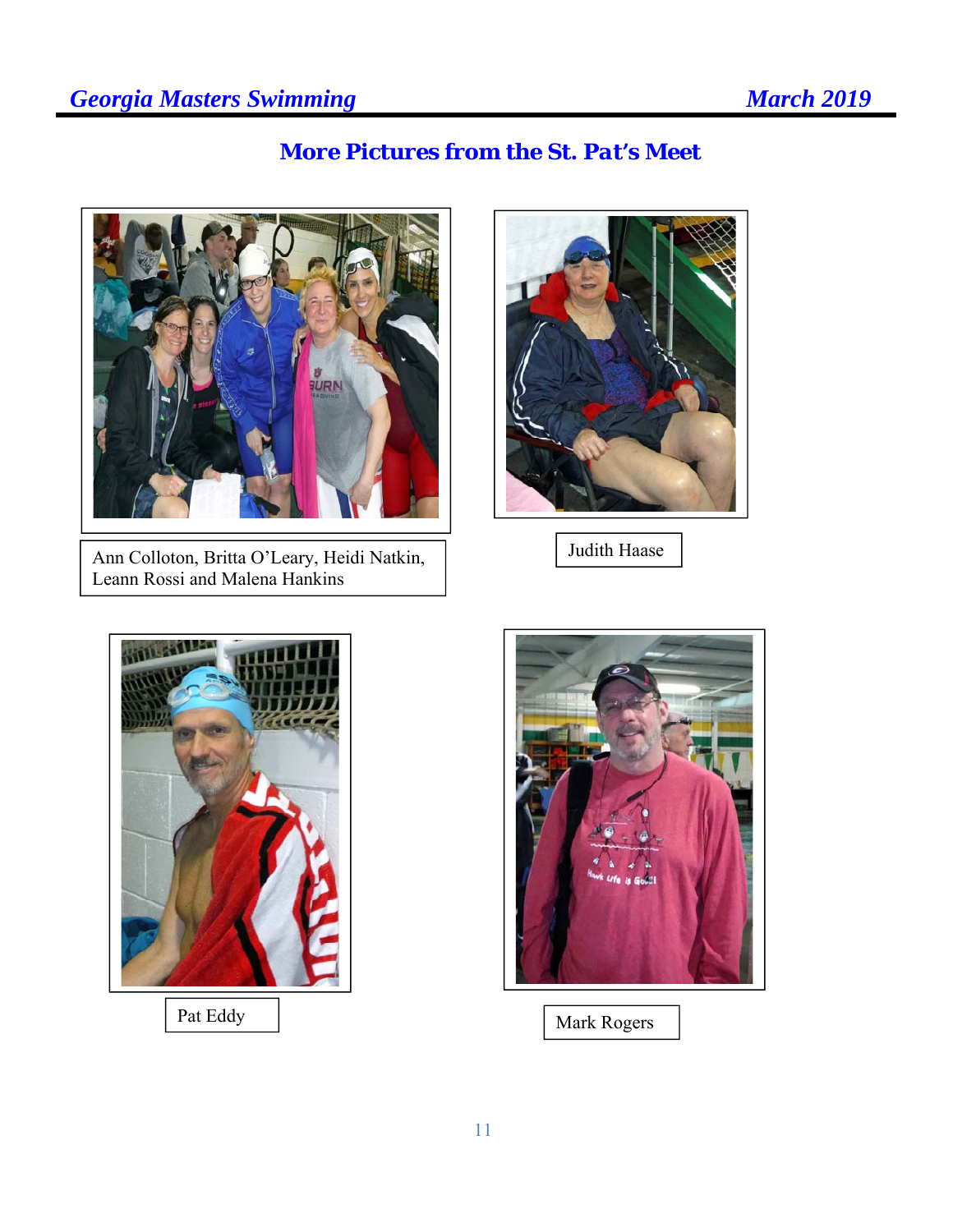## More Pictures from the St. Pat's Meet

Ann Colloton, Britta O'Leary, Heidi Natkin, Leann Rossi and Malena Hankins

Judith Haase

Pat Eddy

Mark Rogers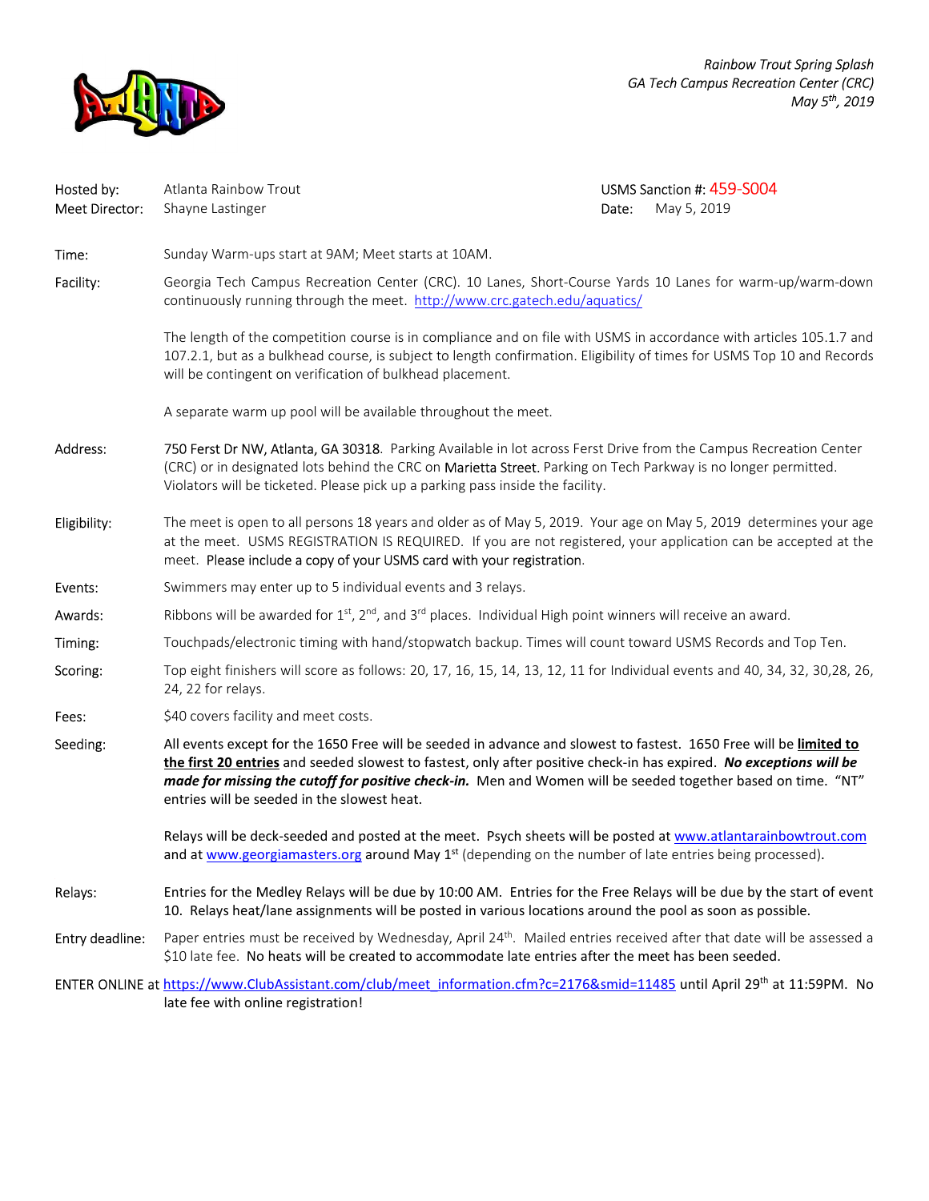*Rainbow Trout Spring Splash*
*GA Tech Campus Recreation Center (CRC)*
*May 5th, 2019*

Hosted by: Atlanta Rainbow Trout
Meet Director: Shayne Lastinger

USMS Sanction #: 459-S004
Date: May 5, 2019

**Time:** Sunday Warm-ups start at 9AM; Meet starts at 10AM.

**Facility:** Georgia Tech Campus Recreation Center (CRC). 10 Lanes, Short-Course Yards 10 Lanes for warm-up/warm-down continuously running through the meet. http://www.crc.gatech.edu/aquatics/

The length of the competition course is in compliance and on file with USMS in accordance with articles 105.1.7 and 107.2.1, but as a bulkhead course, is subject to length confirmation. Eligibility of times for USMS Top 10 and Records will be contingent on verification of bulkhead placement.

A separate warm up pool will be available throughout the meet.

**Address:** 750 Ferst Dr NW, Atlanta, GA 30318. Parking Available in lot across Ferst Drive from the Campus Recreation Center (CRC) or in designated lots behind the CRC on Marietta Street. Parking on Tech Parkway is no longer permitted. Violators will be ticketed. Please pick up a parking pass inside the facility.

**Eligibility:** The meet is open to all persons 18 years and older as of May 5, 2019. Your age on May 5, 2019 determines your age at the meet. USMS REGISTRATION IS REQUIRED. If you are not registered, your application can be accepted at the meet. Please include a copy of your USMS card with your registration.

**Events:** Swimmers may enter up to 5 individual events and 3 relays.

**Awards:** Ribbons will be awarded for 1st, 2nd, and 3rd places. Individual High point winners will receive an award.

**Timing:** Touchpads/electronic timing with hand/stopwatch backup. Times will count toward USMS Records and Top Ten.

**Scoring:** Top eight finishers will score as follows: 20, 17, 16, 15, 14, 13, 12, 11 for Individual events and 40, 34, 32, 30,28, 26, 24, 22 for relays.

**Fees:** $40 covers facility and meet costs.

**Seeding:** All events except for the 1650 Free will be seeded in advance and slowest to fastest. 1650 Free will be **limited to the first 20 entries** and seeded slowest to fastest, only after positive check-in has expired. ***No exceptions will be made for missing the cutoff for positive check-in.*** Men and Women will be seeded together based on time. "NT" entries will be seeded in the slowest heat.

Relays will be deck-seeded and posted at the meet. Psych sheets will be posted at www.atlantarainbowtrout.com and at www.georgiamasters.org around May 1st (depending on the number of late entries being processed).

**Relays:** Entries for the Medley Relays will be due by 10:00 AM. Entries for the Free Relays will be due by the start of event 10. Relays heat/lane assignments will be posted in various locations around the pool as soon as possible.

**Entry deadline:** Paper entries must be received by Wednesday, April 24th. Mailed entries received after that date will be assessed a $10 late fee. No heats will be created to accommodate late entries after the meet has been seeded.

ENTER ONLINE at https://www.ClubAssistant.com/club/meet_information.cfm?c=2176&smid=11485 until April 29th at 11:59PM. No late fee with online registration!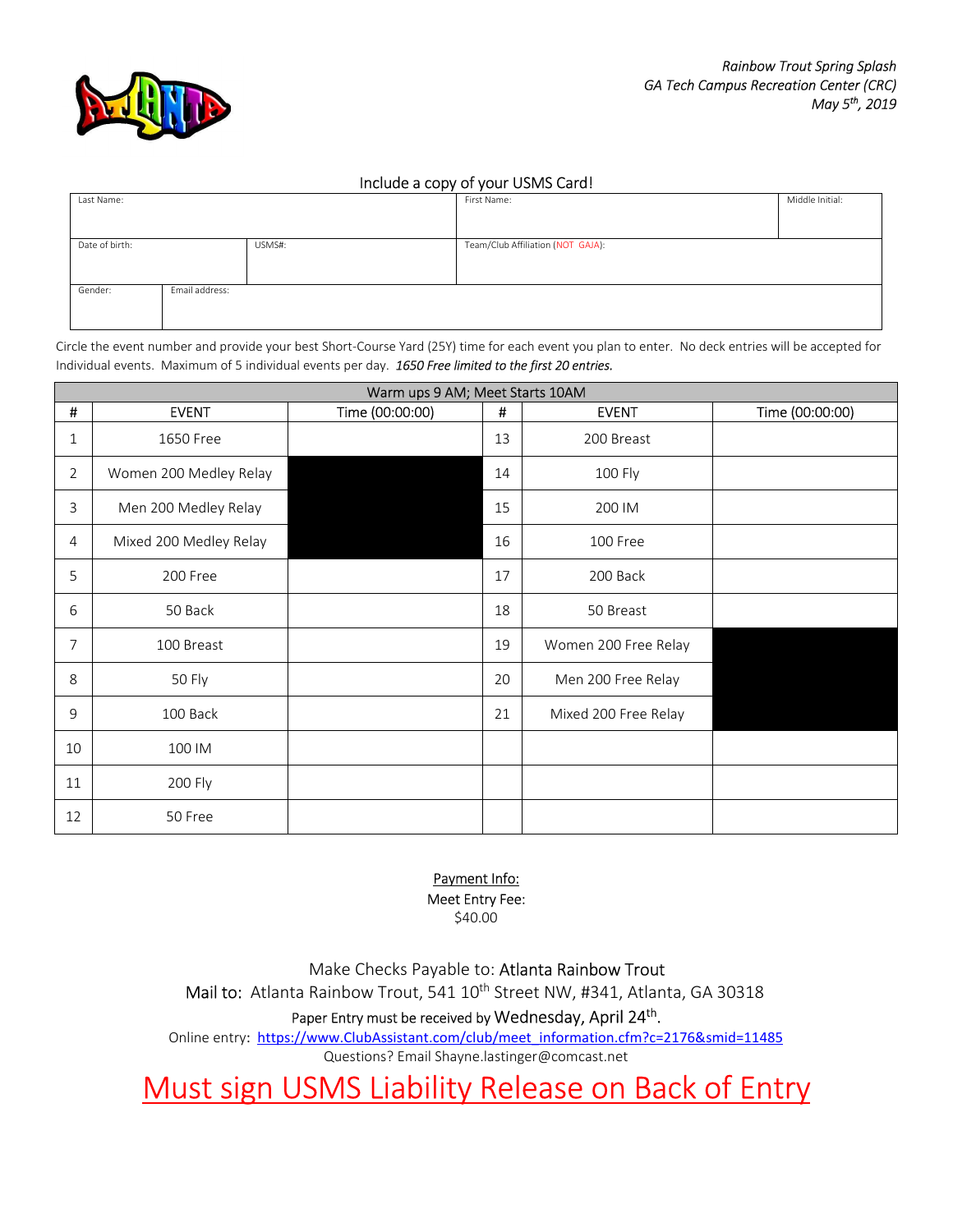*Rainbow Trout Spring Splash*
*GA Tech Campus Recreation Center (CRC)*
*May 5th, 2019*

Include a copy of your USMS Card!

| Last Name: | | First Name: | Middle Initial: |
|---|---|---|---|
| Date of birth: | USMS#: | Team/Club Affiliation (NOT GAJA): | |
| Gender: | Email address: | | |

Circle the event number and provide your best Short-Course Yard (25Y) time for each event you plan to enter. No deck entries will be accepted for Individual events. Maximum of 5 individual events per day. *1650 Free limited to the first 20 entries.*

| Warm ups 9 AM; Meet Starts 10AM | | | | | |
|---|---|---|---|---|---|
| # | EVENT | Time (00:00:00) | # | EVENT | Time (00:00:00) |
| 1 | 1650 Free | | 13 | 200 Breast | |
| 2 | Women 200 Medley Relay | | 14 | 100 Fly | |
| 3 | Men 200 Medley Relay | | 15 | 200 IM | |
| 4 | Mixed 200 Medley Relay | | 16 | 100 Free | |
| 5 | 200 Free | | 17 | 200 Back | |
| 6 | 50 Back | | 18 | 50 Breast | |
| 7 | 100 Breast | | 19 | Women 200 Free Relay | |
| 8 | 50 Fly | | 20 | Men 200 Free Relay | |
| 9 | 100 Back | | 21 | Mixed 200 Free Relay | |
| 10 | 100 IM | | | | |
| 11 | 200 Fly | | | | |
| 12 | 50 Free | | | | |

Payment Info:
Meet Entry Fee:
$40.00

Make Checks Payable to: Atlanta Rainbow Trout
Mail to: Atlanta Rainbow Trout, 541 10th Street NW, #341, Atlanta, GA 30318
Paper Entry must be received by Wednesday, April 24th.
Online entry: https://www.ClubAssistant.com/club/meet_information.cfm?c=2176&smid=11485
Questions? Email Shayne.lastinger@comcast.net

Must sign USMS Liability Release on Back of Entry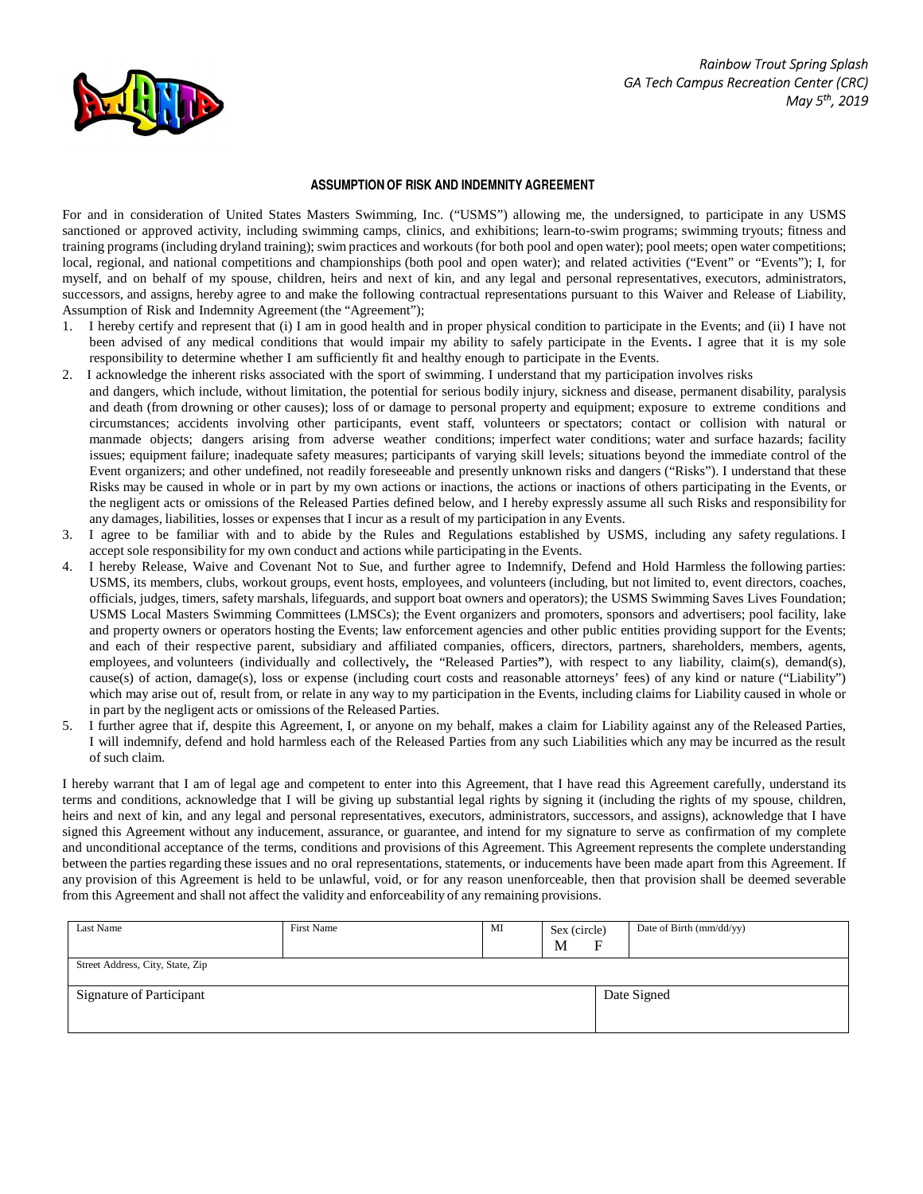*Rainbow Trout Spring Splash*
*GA Tech Campus Recreation Center (CRC)*
*May 5th, 2019*

## ASSUMPTION OF RISK AND INDEMNITY AGREEMENT

For and in consideration of United States Masters Swimming, Inc. ("USMS") allowing me, the undersigned, to participate in any USMS sanctioned or approved activity, including swimming camps, clinics, and exhibitions; learn-to-swim programs; swimming tryouts; fitness and training programs (including dryland training); swim practices and workouts (for both pool and open water); pool meets; open water competitions; local, regional, and national competitions and championships (both pool and open water); and related activities ("Event" or "Events"); I, for myself, and on behalf of my spouse, children, heirs and next of kin, and any legal and personal representatives, executors, administrators, successors, and assigns, hereby agree to and make the following contractual representations pursuant to this Waiver and Release of Liability, Assumption of Risk and Indemnity Agreement (the "Agreement");

1. I hereby certify and represent that (i) I am in good health and in proper physical condition to participate in the Events; and (ii) I have not been advised of any medical conditions that would impair my ability to safely participate in the Events. I agree that it is my sole responsibility to determine whether I am sufficiently fit and healthy enough to participate in the Events.
2. I acknowledge the inherent risks associated with the sport of swimming. I understand that my participation involves risks and dangers, which include, without limitation, the potential for serious bodily injury, sickness and disease, permanent disability, paralysis and death (from drowning or other causes); loss of or damage to personal property and equipment; exposure to extreme conditions and circumstances; accidents involving other participants, event staff, volunteers or spectators; contact or collision with natural or manmade objects; dangers arising from adverse weather conditions; imperfect water conditions; water and surface hazards; facility issues; equipment failure; inadequate safety measures; participants of varying skill levels; situations beyond the immediate control of the Event organizers; and other undefined, not readily foreseeable and presently unknown risks and dangers ("Risks"). I understand that these Risks may be caused in whole or in part by my own actions or inactions, the actions or inactions of others participating in the Events, or the negligent acts or omissions of the Released Parties defined below, and I hereby expressly assume all such Risks and responsibility for any damages, liabilities, losses or expenses that I incur as a result of my participation in any Events.
3. I agree to be familiar with and to abide by the Rules and Regulations established by USMS, including any safety regulations. I accept sole responsibility for my own conduct and actions while participating in the Events.
4. I hereby Release, Waive and Covenant Not to Sue, and further agree to Indemnify, Defend and Hold Harmless the following parties: USMS, its members, clubs, workout groups, event hosts, employees, and volunteers (including, but not limited to, event directors, coaches, officials, judges, timers, safety marshals, lifeguards, and support boat owners and operators); the USMS Swimming Saves Lives Foundation; USMS Local Masters Swimming Committees (LMSCs); the Event organizers and promoters, sponsors and advertisers; pool facility, lake and property owners or operators hosting the Events; law enforcement agencies and other public entities providing support for the Events; and each of their respective parent, subsidiary and affiliated companies, officers, directors, partners, shareholders, members, agents, employees, and volunteers (individually and collectively, the "Released Parties"), with respect to any liability, claim(s), demand(s), cause(s) of action, damage(s), loss or expense (including court costs and reasonable attorneys' fees) of any kind or nature ("Liability") which may arise out of, result from, or relate in any way to my participation in the Events, including claims for Liability caused in whole or in part by the negligent acts or omissions of the Released Parties.
5. I further agree that if, despite this Agreement, I, or anyone on my behalf, makes a claim for Liability against any of the Released Parties, I will indemnify, defend and hold harmless each of the Released Parties from any such Liabilities which any may be incurred as the result of such claim.

I hereby warrant that I am of legal age and competent to enter into this Agreement, that I have read this Agreement carefully, understand its terms and conditions, acknowledge that I will be giving up substantial legal rights by signing it (including the rights of my spouse, children, heirs and next of kin, and any legal and personal representatives, executors, administrators, successors, and assigns), acknowledge that I have signed this Agreement without any inducement, assurance, or guarantee, and intend for my signature to serve as confirmation of my complete and unconditional acceptance of the terms, conditions and provisions of this Agreement. This Agreement represents the complete understanding between the parties regarding these issues and no oral representations, statements, or inducements have been made apart from this Agreement. If any provision of this Agreement is held to be unlawful, void, or for any reason unenforceable, then that provision shall be deemed severable from this Agreement and shall not affect the validity and enforceability of any remaining provisions.

| Last Name | First Name | MI | Sex (circle) M F | Date of Birth (mm/dd/yy) |
|---|---|---|---|---|
| Street Address, City, State, Zip | | | | |
| Signature of Participant | | | Date Signed | |